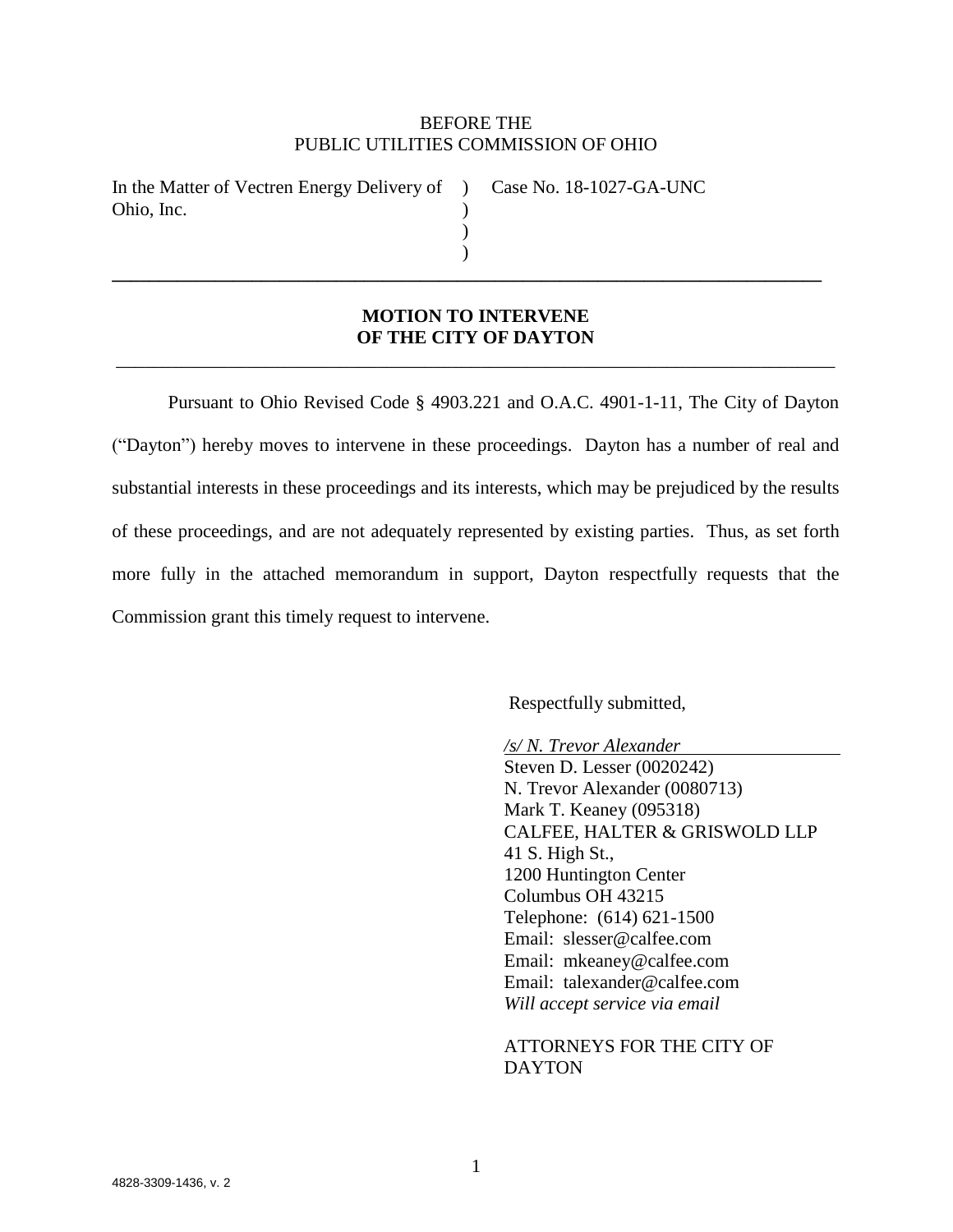BEFORE THE
PUBLIC UTILITIES COMMISSION OF OHIO

| In the Matter of Vectren Energy Delivery of Ohio, Inc. | ) ) ) ) | Case No. 18-1027-GA-UNC |
|---|---|---|

---

**MOTION TO INTERVENE**
**OF THE CITY OF DAYTON**

---

Pursuant to Ohio Revised Code § 4903.221 and O.A.C. 4901-1-11, The City of Dayton ("Dayton") hereby moves to intervene in these proceedings. Dayton has a number of real and substantial interests in these proceedings and its interests, which may be prejudiced by the results of these proceedings, and are not adequately represented by existing parties. Thus, as set forth more fully in the attached memorandum in support, Dayton respectfully requests that the Commission grant this timely request to intervene.

Respectfully submitted,

*/s/ N. Trevor Alexander*
Steven D. Lesser (0020242)
N. Trevor Alexander (0080713)
Mark T. Keaney (095318)
CALFEE, HALTER & GRISWOLD LLP
41 S. High St.,
1200 Huntington Center
Columbus OH 43215
Telephone: (614) 621-1500
Email: slesser@calfee.com
Email: mkeaney@calfee.com
Email: talexander@calfee.com
*Will accept service via email*

ATTORNEYS FOR THE CITY OF DAYTON

4828-3309-1436, v. 2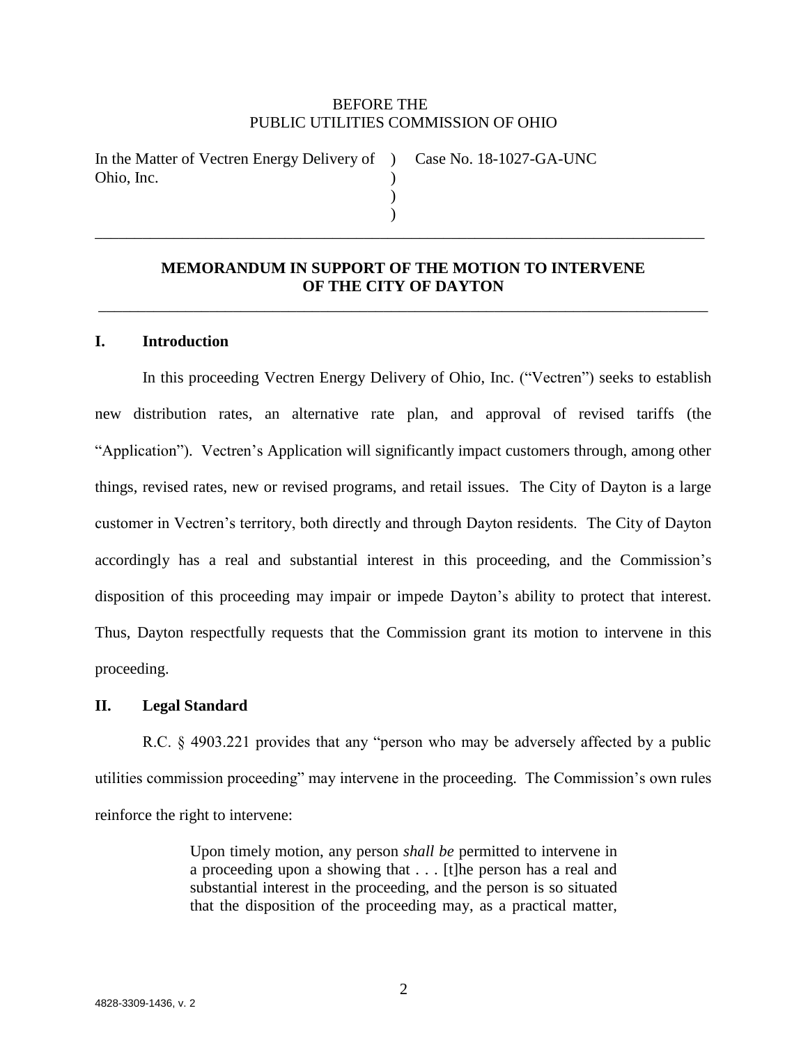BEFORE THE
PUBLIC UTILITIES COMMISSION OF OHIO

| | | |
|---|---|---|
| In the Matter of Vectren Energy Delivery of Ohio, Inc. | ) ) ) ) | Case No. 18-1027-GA-UNC |

---

## MEMORANDUM IN SUPPORT OF THE MOTION TO INTERVENE OF THE CITY OF DAYTON

---

### I. Introduction

In this proceeding Vectren Energy Delivery of Ohio, Inc. ("Vectren") seeks to establish new distribution rates, an alternative rate plan, and approval of revised tariffs (the "Application"). Vectren's Application will significantly impact customers through, among other things, revised rates, new or revised programs, and retail issues. The City of Dayton is a large customer in Vectren's territory, both directly and through Dayton residents. The City of Dayton accordingly has a real and substantial interest in this proceeding, and the Commission's disposition of this proceeding may impair or impede Dayton's ability to protect that interest. Thus, Dayton respectfully requests that the Commission grant its motion to intervene in this proceeding.

### II. Legal Standard

R.C. § 4903.221 provides that any "person who may be adversely affected by a public utilities commission proceeding" may intervene in the proceeding. The Commission's own rules reinforce the right to intervene:

> Upon timely motion, any person *shall be* permitted to intervene in a proceeding upon a showing that . . . [t]he person has a real and substantial interest in the proceeding, and the person is so situated that the disposition of the proceeding may, as a practical matter,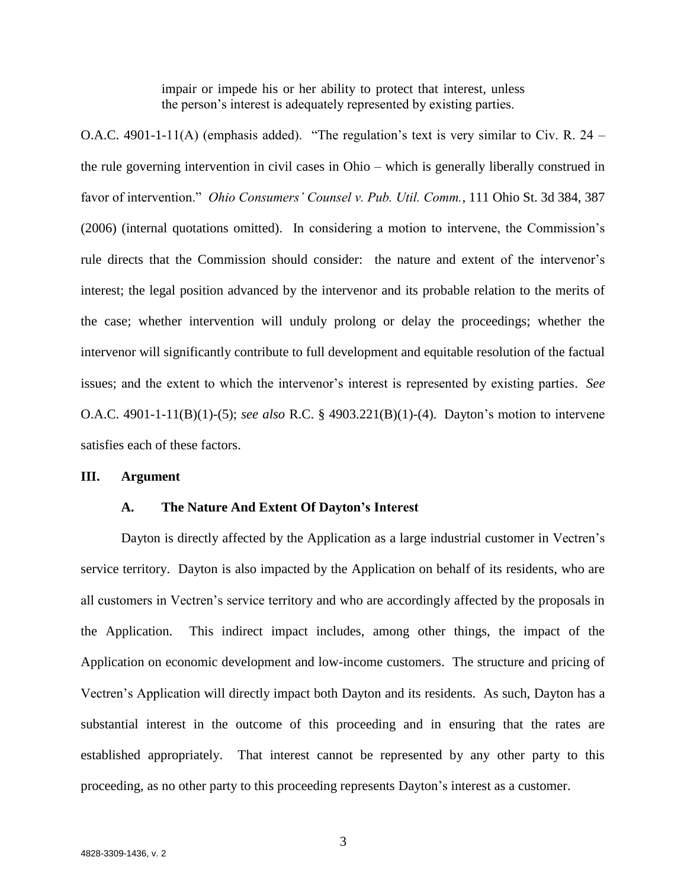> impair or impede his or her ability to protect that interest, unless the person's interest is adequately represented by existing parties.

O.A.C. 4901-1-11(A) (emphasis added). "The regulation's text is very similar to Civ. R. 24 – the rule governing intervention in civil cases in Ohio – which is generally liberally construed in favor of intervention." *Ohio Consumers' Counsel v. Pub. Util. Comm.*, 111 Ohio St. 3d 384, 387 (2006) (internal quotations omitted). In considering a motion to intervene, the Commission's rule directs that the Commission should consider: the nature and extent of the intervenor's interest; the legal position advanced by the intervenor and its probable relation to the merits of the case; whether intervention will unduly prolong or delay the proceedings; whether the intervenor will significantly contribute to full development and equitable resolution of the factual issues; and the extent to which the intervenor's interest is represented by existing parties. *See* O.A.C. 4901-1-11(B)(1)-(5); *see also* R.C. § 4903.221(B)(1)-(4). Dayton's motion to intervene satisfies each of these factors.

## III. Argument

### A. The Nature And Extent Of Dayton's Interest

Dayton is directly affected by the Application as a large industrial customer in Vectren's service territory. Dayton is also impacted by the Application on behalf of its residents, who are all customers in Vectren's service territory and who are accordingly affected by the proposals in the Application. This indirect impact includes, among other things, the impact of the Application on economic development and low-income customers. The structure and pricing of Vectren's Application will directly impact both Dayton and its residents. As such, Dayton has a substantial interest in the outcome of this proceeding and in ensuring that the rates are established appropriately. That interest cannot be represented by any other party to this proceeding, as no other party to this proceeding represents Dayton's interest as a customer.

4828-3309-1436, v. 2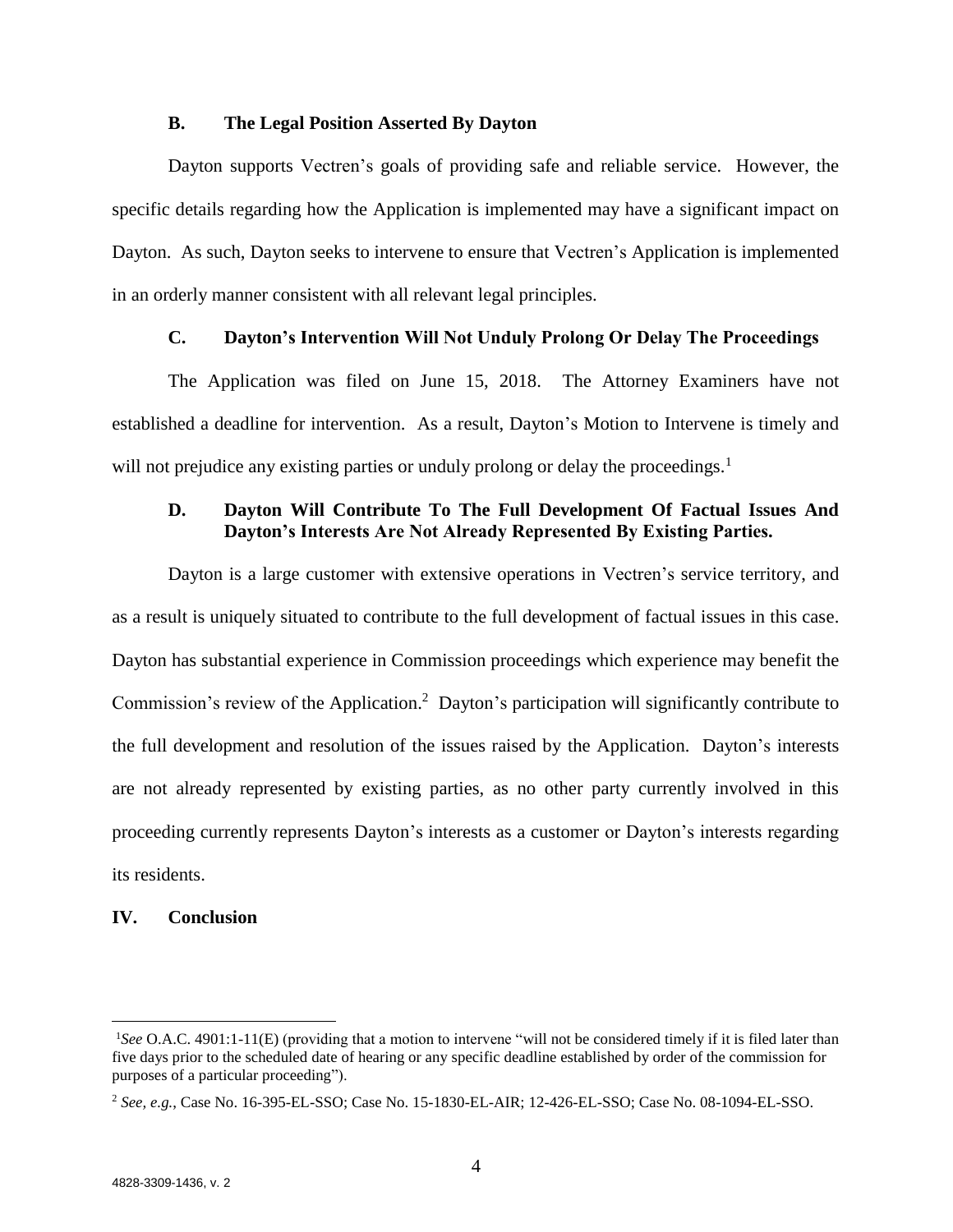### B. The Legal Position Asserted By Dayton

Dayton supports Vectren's goals of providing safe and reliable service. However, the specific details regarding how the Application is implemented may have a significant impact on Dayton. As such, Dayton seeks to intervene to ensure that Vectren's Application is implemented in an orderly manner consistent with all relevant legal principles.

### C. Dayton's Intervention Will Not Unduly Prolong Or Delay The Proceedings

The Application was filed on June 15, 2018. The Attorney Examiners have not established a deadline for intervention. As a result, Dayton's Motion to Intervene is timely and will not prejudice any existing parties or unduly prolong or delay the proceedings.[1]

### D. Dayton Will Contribute To The Full Development Of Factual Issues And Dayton's Interests Are Not Already Represented By Existing Parties.

Dayton is a large customer with extensive operations in Vectren's service territory, and as a result is uniquely situated to contribute to the full development of factual issues in this case. Dayton has substantial experience in Commission proceedings which experience may benefit the Commission's review of the Application.[2] Dayton's participation will significantly contribute to the full development and resolution of the issues raised by the Application. Dayton's interests are not already represented by existing parties, as no other party currently involved in this proceeding currently represents Dayton's interests as a customer or Dayton's interests regarding its residents.

## IV. Conclusion

---

[1] *See* O.A.C. 4901:1-11(E) (providing that a motion to intervene "will not be considered timely if it is filed later than five days prior to the scheduled date of hearing or any specific deadline established by order of the commission for purposes of a particular proceeding").

[2] *See, e.g.*, Case No. 16-395-EL-SSO; Case No. 15-1830-EL-AIR; 12-426-EL-SSO; Case No. 08-1094-EL-SSO.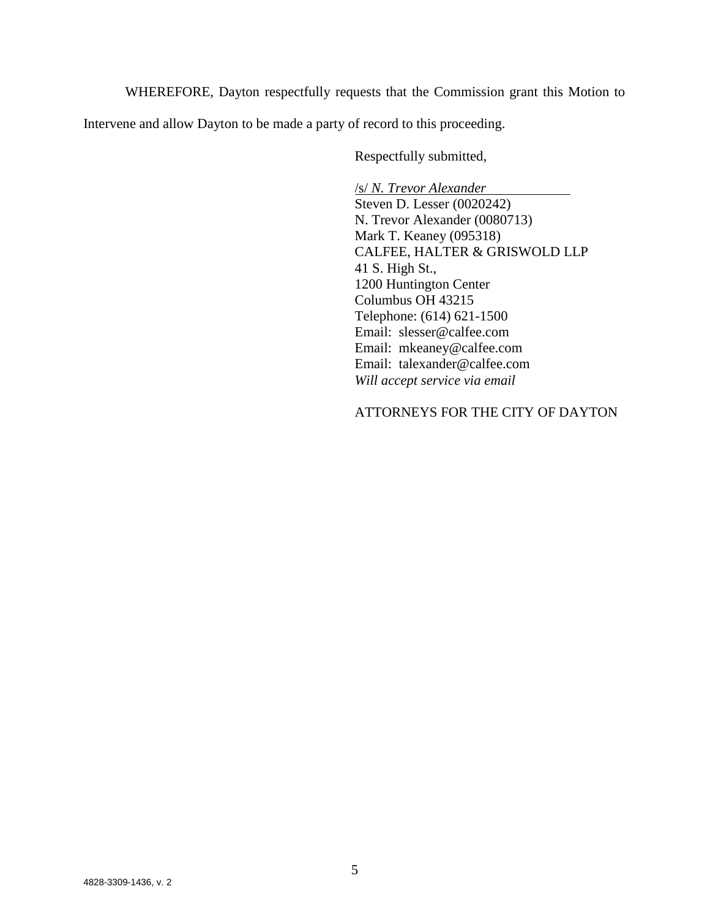WHEREFORE, Dayton respectfully requests that the Commission grant this Motion to Intervene and allow Dayton to be made a party of record to this proceeding.

Respectfully submitted,

/s/ *N. Trevor Alexander*  
Steven D. Lesser (0020242)  
N. Trevor Alexander (0080713)  
Mark T. Keaney (095318)  
CALFEE, HALTER & GRISWOLD LLP  
41 S. High St.,  
1200 Huntington Center  
Columbus OH 43215  
Telephone: (614) 621-1500  
Email: slesser@calfee.com  
Email: mkeaney@calfee.com  
Email: talexander@calfee.com  
*Will accept service via email*

ATTORNEYS FOR THE CITY OF DAYTON

4828-3309-1436, v. 2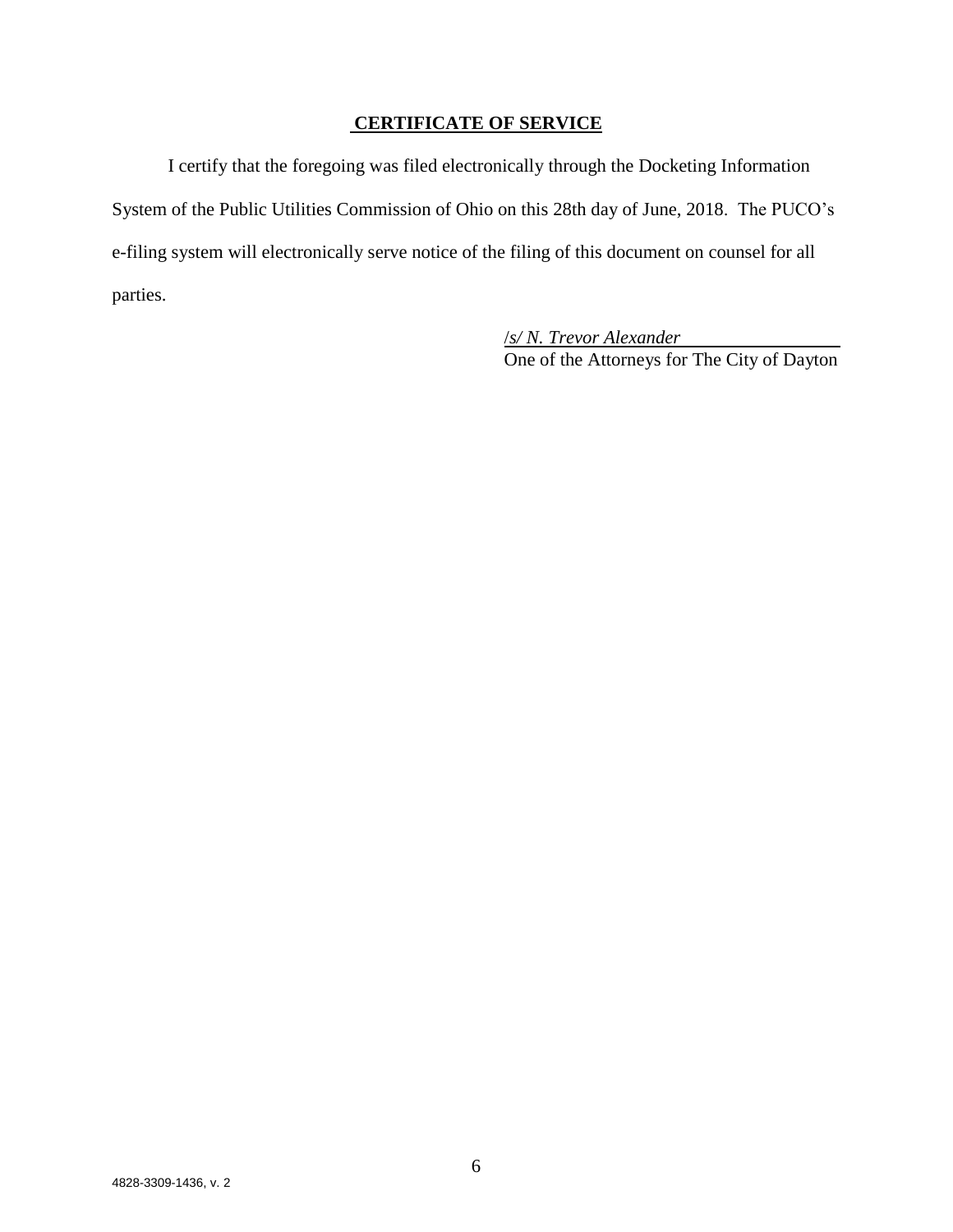## CERTIFICATE OF SERVICE

I certify that the foregoing was filed electronically through the Docketing Information System of the Public Utilities Commission of Ohio on this 28th day of June, 2018. The PUCO's e-filing system will electronically serve notice of the filing of this document on counsel for all parties.

/*s/ N. Trevor Alexander*
One of the Attorneys for The City of Dayton

4828-3309-1436, v. 2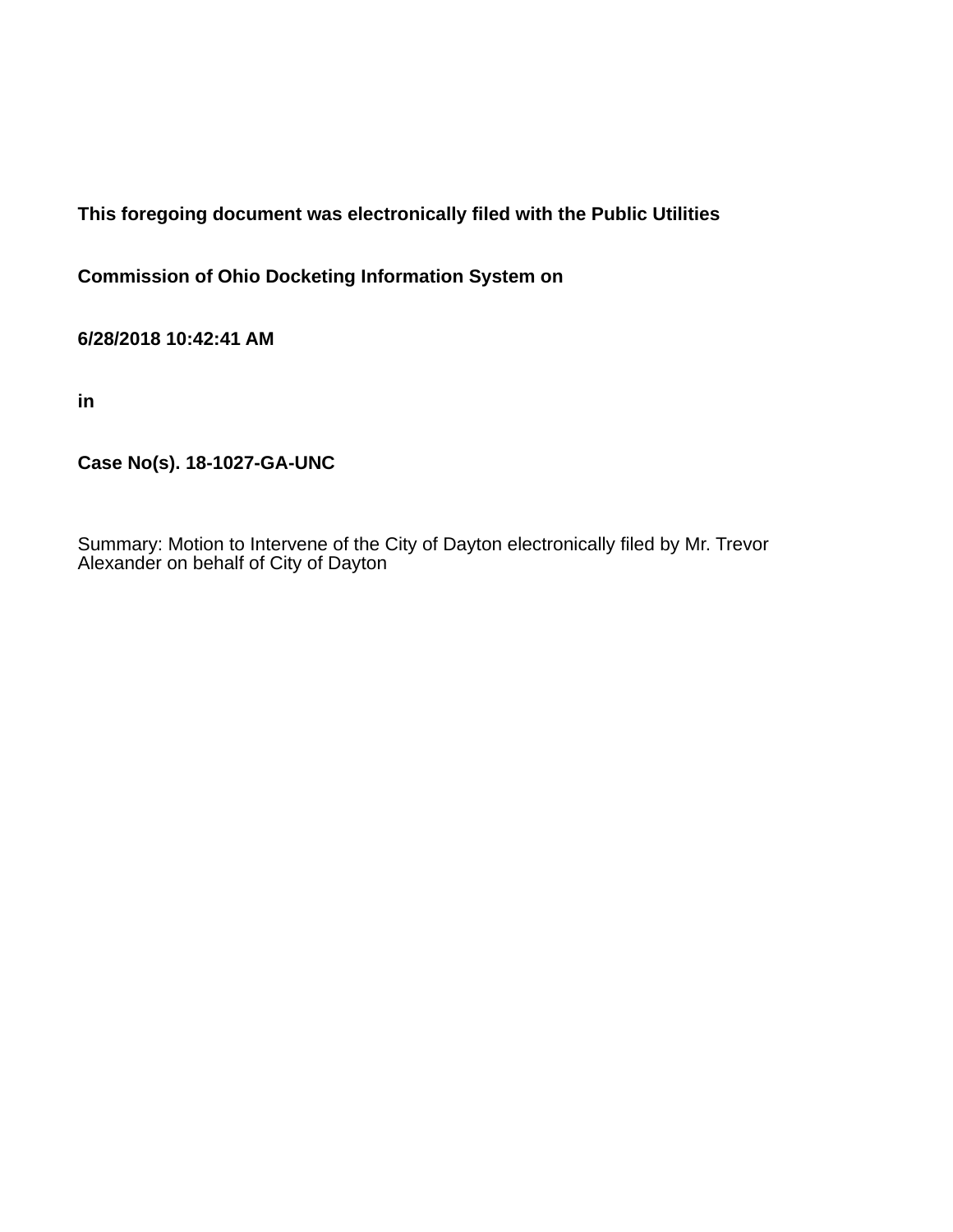**This foregoing document was electronically filed with the Public Utilities**

**Commission of Ohio Docketing Information System on**

**6/28/2018 10:42:41 AM**

**in**

**Case No(s). 18-1027-GA-UNC**

Summary: Motion to Intervene of the City of Dayton electronically filed by Mr. Trevor Alexander on behalf of City of Dayton